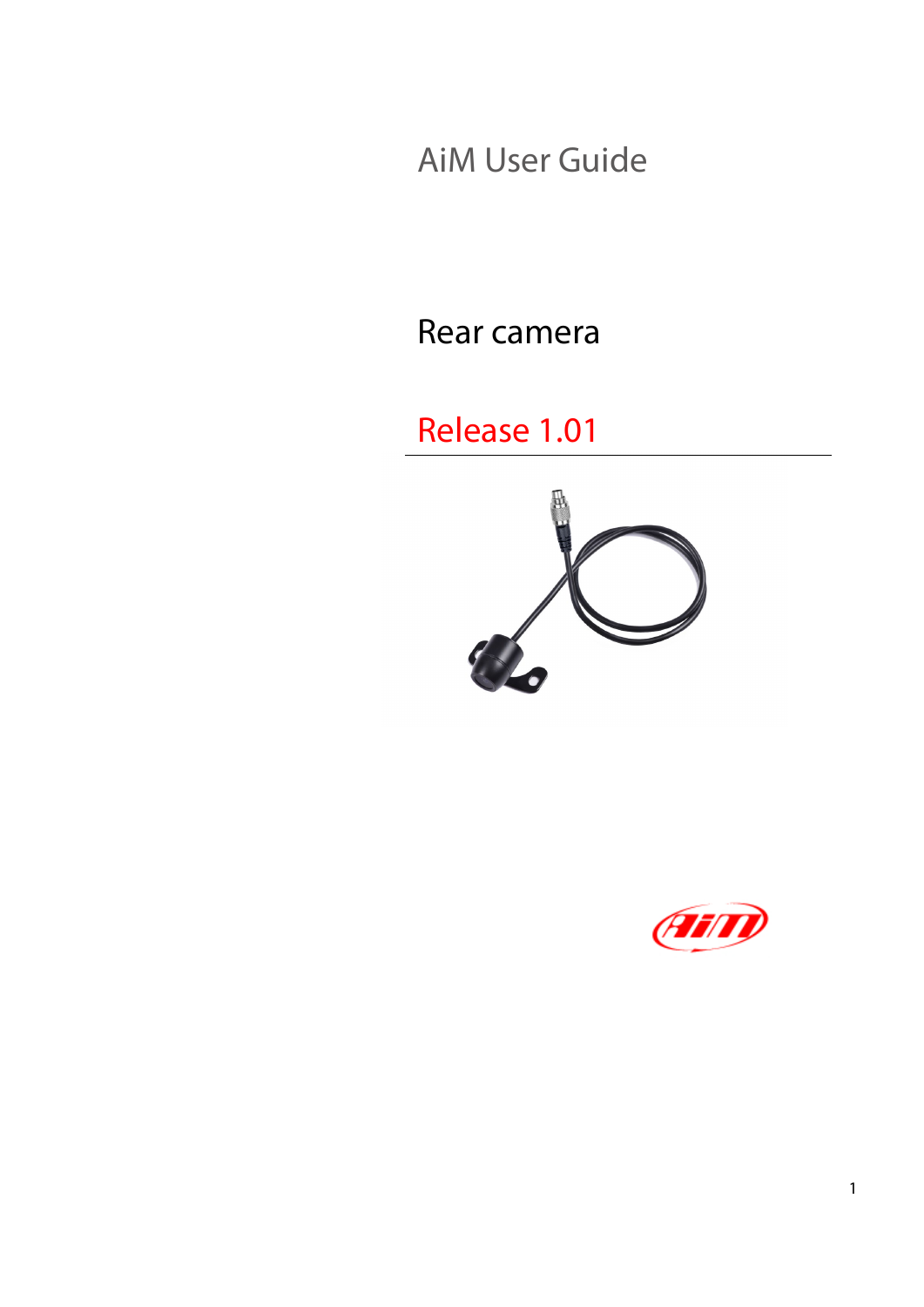AiM User Guide

# Rear camera

## Release 1.01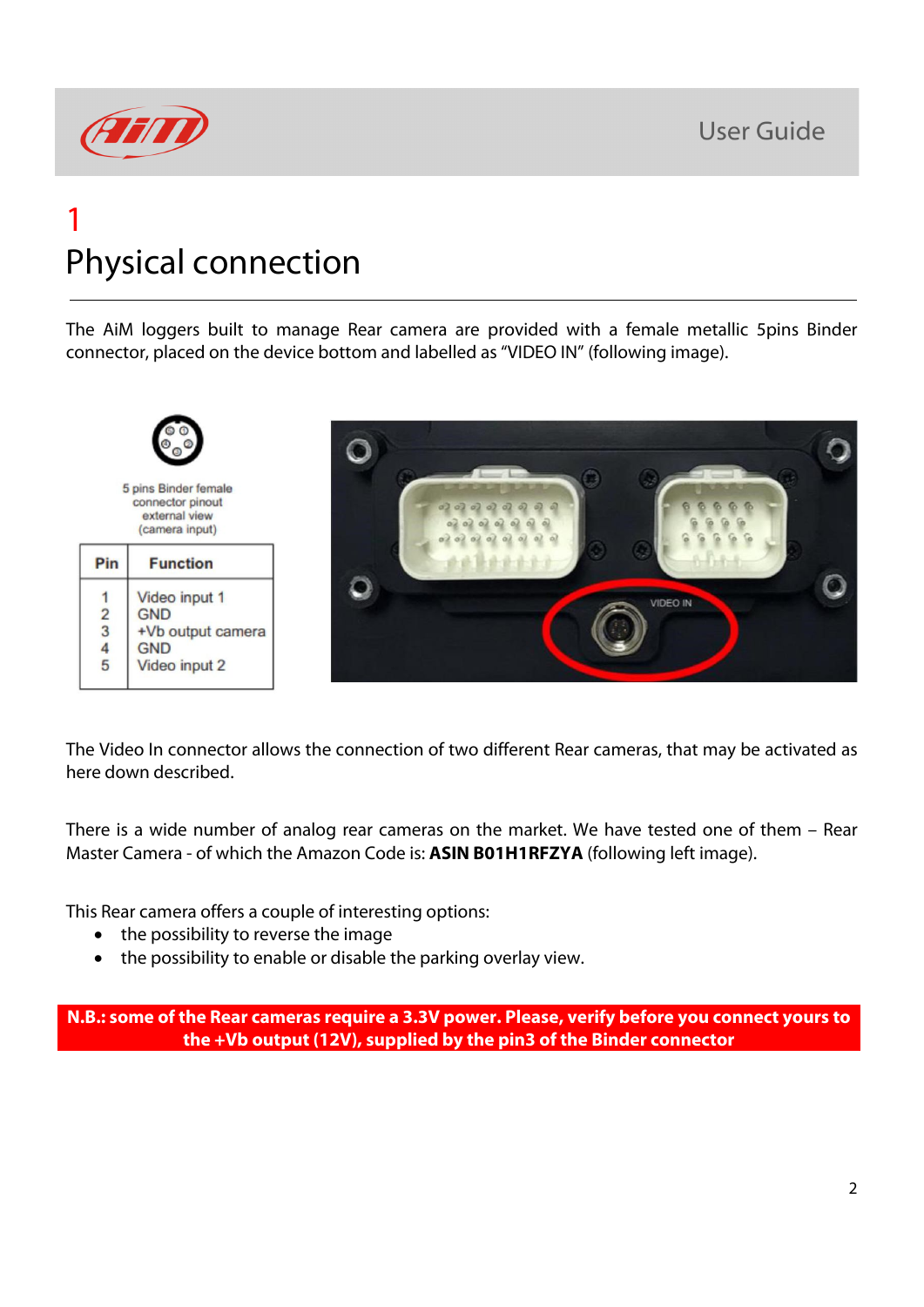# 1 Physical connection

The AiM loggers built to manage Rear camera are provided with a female metallic 5pins Binder connector, placed on the device bottom and labelled as "VIDEO IN" (following image).

5 pins Binder female connector pinout external view (camera input)

| Pin | Function |
|---|---|
| 1 | Video input 1 |
| 2 | GND |
| 3 | +Vb output camera |
| 4 | GND |
| 5 | Video input 2 |

The Video In connector allows the connection of two different Rear cameras, that may be activated as here down described.

There is a wide number of analog rear cameras on the market. We have tested one of them – Rear Master Camera - of which the Amazon Code is: **ASIN B01H1RFZYA** (following left image).

This Rear camera offers a couple of interesting options:

- the possibility to reverse the image
- the possibility to enable or disable the parking overlay view.

**N.B.: some of the Rear cameras require a 3.3V power. Please, verify before you connect yours to the +Vb output (12V), supplied by the pin3 of the Binder connector**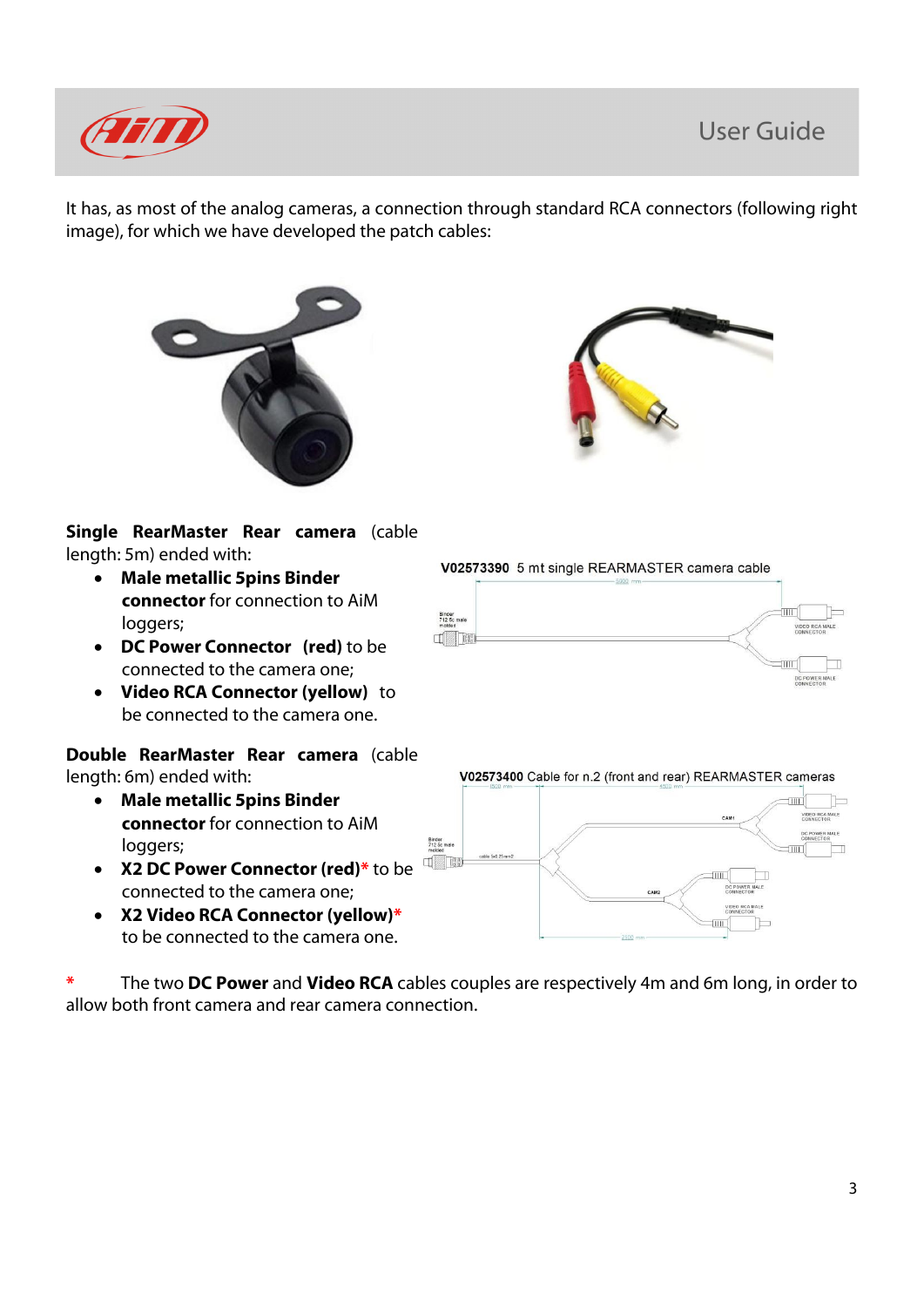It has, as most of the analog cameras, a connection through standard RCA connectors (following right image), for which we have developed the patch cables:

**Single RearMaster Rear camera** (cable length: 5m) ended with:

- **Male metallic 5pins Binder connector** for connection to AiM loggers;
- **DC Power Connector (red)** to be connected to the camera one;
- **Video RCA Connector (yellow)** to be connected to the camera one.

V02573390 5 mt single REARMASTER camera cable

**Double RearMaster Rear camera** (cable length: 6m) ended with:

- **Male metallic 5pins Binder connector** for connection to AiM loggers;
- **X2 DC Power Connector (red)*** to be connected to the camera one;
- **X2 Video RCA Connector (yellow)*** to be connected to the camera one.

V02573400 Cable for n.2 (front and rear) REARMASTER cameras

\* The two **DC Power** and **Video RCA** cables couples are respectively 4m and 6m long, in order to allow both front camera and rear camera connection.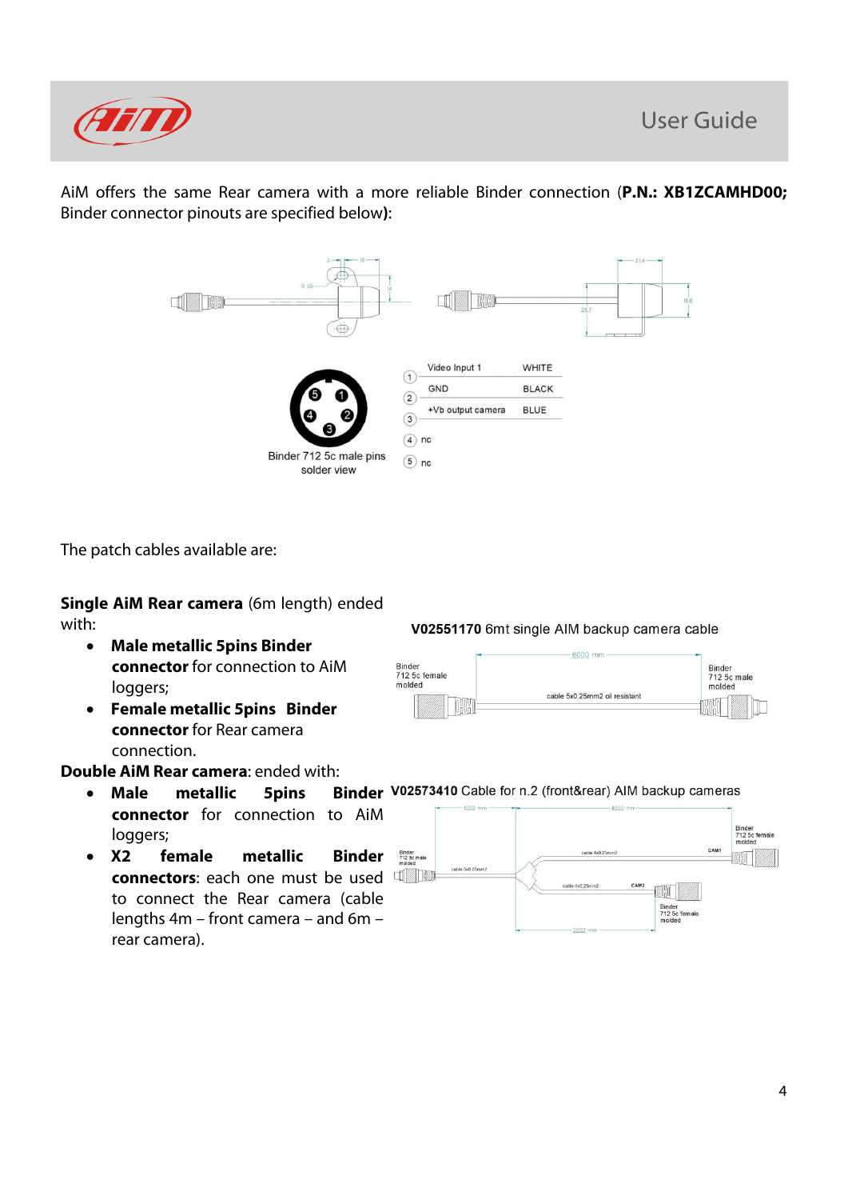AiM offers the same Rear camera with a more reliable Binder connection (**P.N.: XB1ZCAMHD00;** Binder connector pinouts are specified below**)**:

Binder 712 5c male pins solder view

| Pin | Function | Color |
|---|---|---|
| 1 | Video Input 1 | WHITE |
| 2 | GND | BLACK |
| 3 | +Vb output camera | BLUE |
| 4 | nc | |
| 5 | nc | |

The patch cables available are:

**Single AiM Rear camera** (6m length) ended with:

- **Male metallic 5pins Binder connector** for connection to AiM loggers;
- **Female metallic 5pins Binder connector** for Rear camera connection.

**V02551170** 6mt single AIM backup camera cable

Binder 712 5c female molded — 6000 mm — cable 5x0.25mm2 oil resistant — Binder 712 5c male molded

**Double AiM Rear camera**: ended with:

- **Male metallic 5pins Binder connector** for connection to AiM loggers;
- **X2 female metallic Binder connectors**: each one must be used to connect the Rear camera (cable lengths 4m – front camera – and 6m – rear camera).

**V02573410** Cable for n.2 (front&rear) AIM backup cameras

Binder 712 5c male molded — cable 5x0.25mm2 — 1500 mm — 4500 mm — cable 4x0.25mm2 — CAM1 — Binder 712 5c female molded — cable 4x0.25mm2 — CAM2 — Binder 712 5c female molded — 2500 mm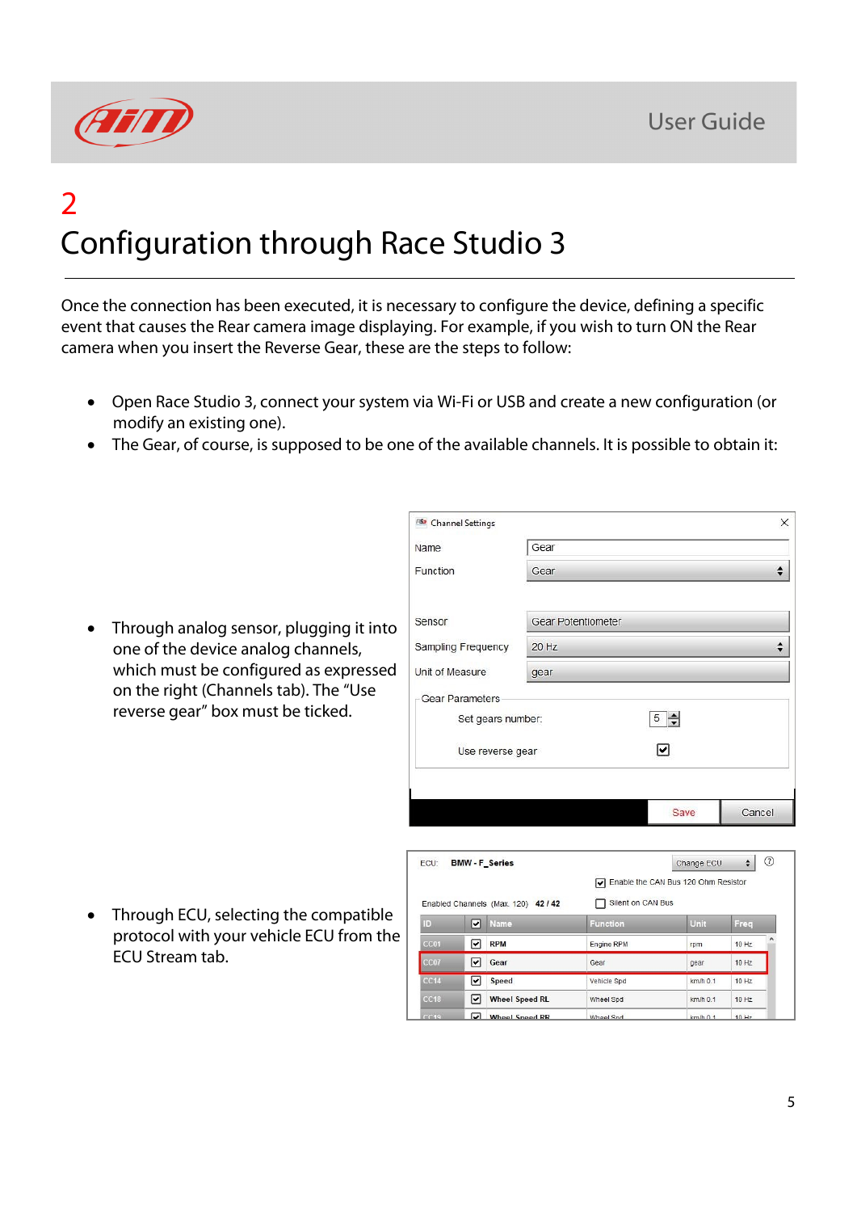# 2

# Configuration through Race Studio 3

Once the connection has been executed, it is necessary to configure the device, defining a specific event that causes the Rear camera image displaying. For example, if you wish to turn ON the Rear camera when you insert the Reverse Gear, these are the steps to follow:

- Open Race Studio 3, connect your system via Wi-Fi or USB and create a new configuration (or modify an existing one).
- The Gear, of course, is supposed to be one of the available channels. It is possible to obtain it:

- Through analog sensor, plugging it into one of the device analog channels, which must be configured as expressed on the right (Channels tab). The "Use reverse gear" box must be ticked.

- Through ECU, selecting the compatible protocol with your vehicle ECU from the ECU Stream tab.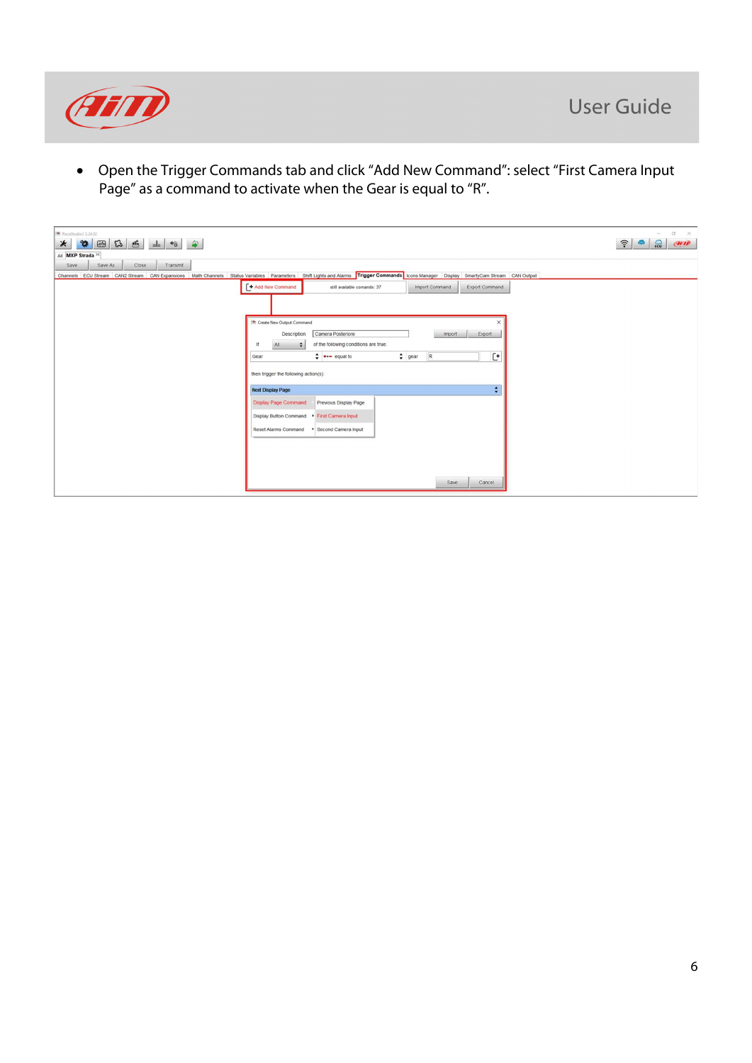- Open the Trigger Commands tab and click “Add New Command”: select “First Camera Input Page” as a command to activate when the Gear is equal to “R”.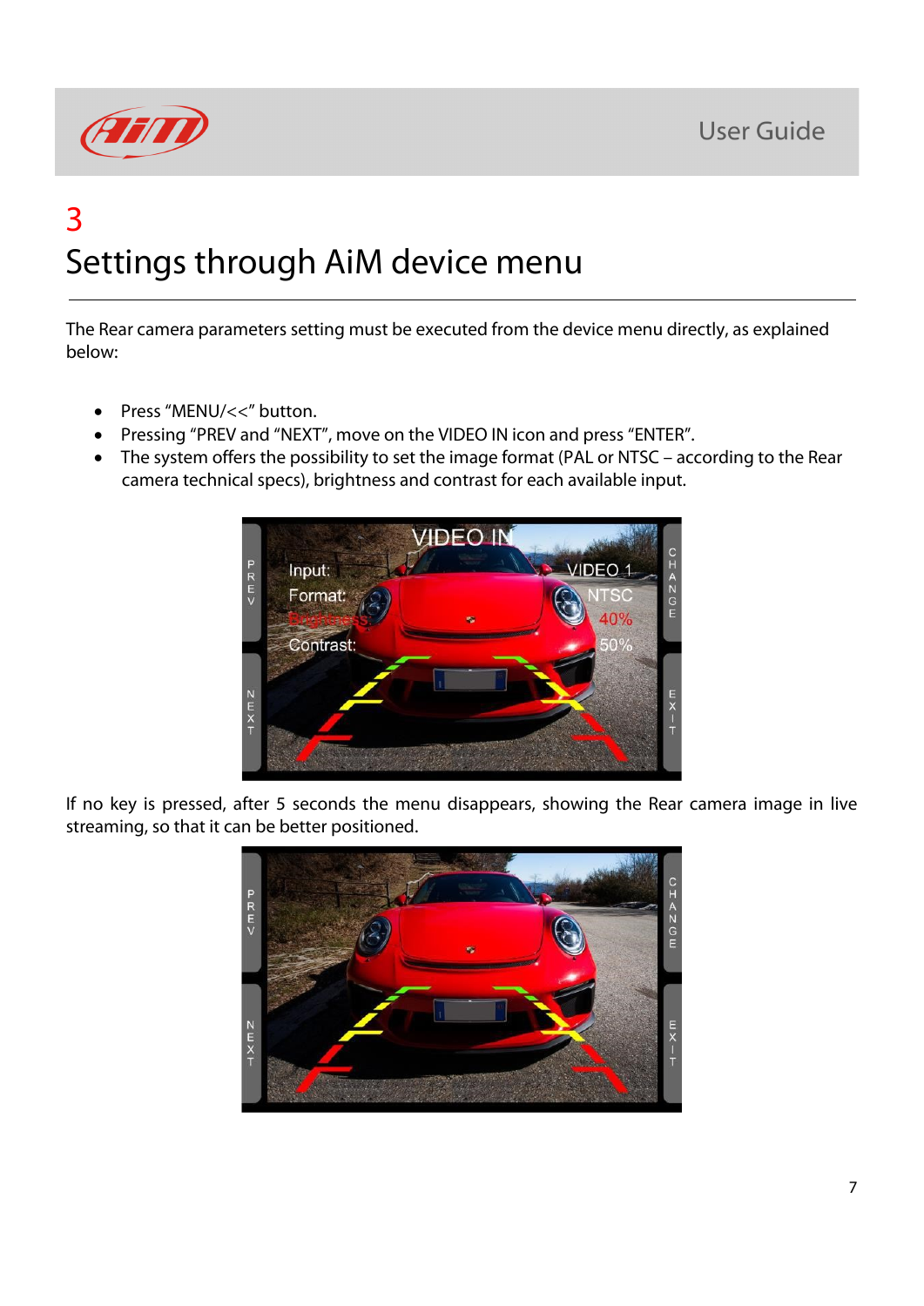# 3

# Settings through AiM device menu

The Rear camera parameters setting must be executed from the device menu directly, as explained below:

- Press "MENU/<<" button.
- Pressing "PREV and "NEXT", move on the VIDEO IN icon and press "ENTER".
- The system offers the possibility to set the image format (PAL or NTSC – according to the Rear camera technical specs), brightness and contrast for each available input.

If no key is pressed, after 5 seconds the menu disappears, showing the Rear camera image in live streaming, so that it can be better positioned.